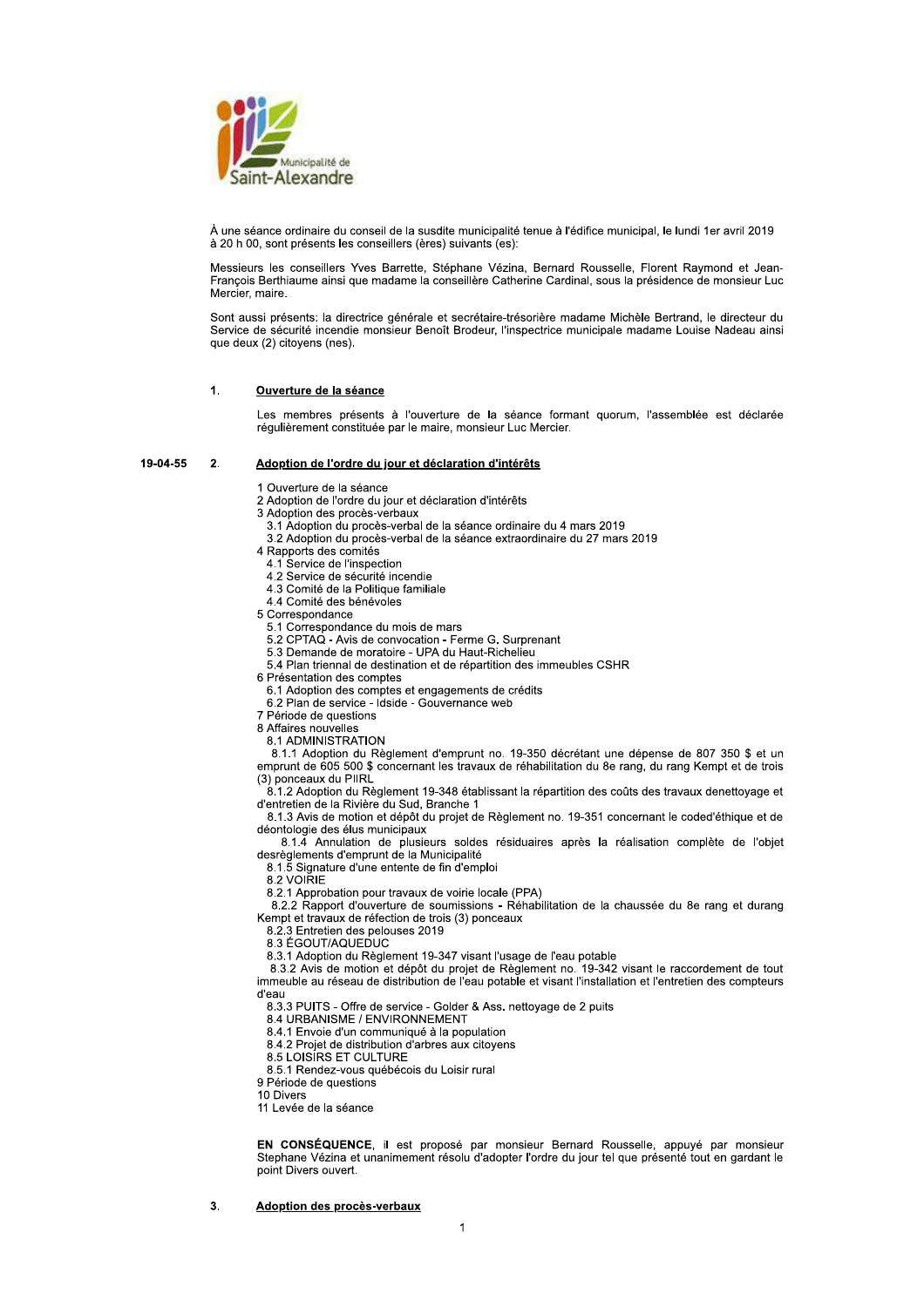Municipalité de Saint-Alexandre

À une séance ordinaire du conseil de la susdite municipalité tenue à l'édifice municipal, le lundi 1er avril 2019 à 20 h 00, sont présents les conseillers (ères) suivants (es):

Messieurs les conseillers Yves Barrette, Stéphane Vézina, Bernard Rousselle, Florent Raymond et Jean-François Berthiaume ainsi que madame la conseillère Catherine Cardinal, sous la présidence de monsieur Luc Mercier, maire.

Sont aussi présents: la directrice générale et secrétaire-trésorière madame Michèle Bertrand, le directeur du Service de sécurité incendie monsieur Benoît Brodeur, l'inspectrice municipale madame Louise Nadeau ainsi que deux (2) citoyens (nes).

## 1. Ouverture de la séance

Les membres présents à l'ouverture de la séance formant quorum, l'assemblée est déclarée régulièrement constituée par le maire, monsieur Luc Mercier.

## 19-04-55 2. Adoption de l'ordre du jour et déclaration d'intérêts

1 Ouverture de la séance
2 Adoption de l'ordre du jour et déclaration d'intérêts
3 Adoption des procès-verbaux
  3.1 Adoption du procès-verbal de la séance ordinaire du 4 mars 2019
  3.2 Adoption du procès-verbal de la séance extraordinaire du 27 mars 2019
4 Rapports des comités
  4.1 Service de l'inspection
  4.2 Service de sécurité incendie
  4.3 Comité de la Politique familiale
  4.4 Comité des bénévoles
5 Correspondance
  5.1 Correspondance du mois de mars
  5.2 CPTAQ - Avis de convocation - Ferme G. Surprenant
  5.3 Demande de moratoire - UPA du Haut-Richelieu
  5.4 Plan triennal de destination et de répartition des immeubles CSHR
6 Présentation des comptes
  6.1 Adoption des comptes et engagements de crédits
  6.2 Plan de service - Idside - Gouvernance web
7 Période de questions
8 Affaires nouvelles
  8.1 ADMINISTRATION
  8.1.1 Adoption du Règlement d'emprunt no. 19-350 décrétant une dépense de 807 350 $ et un emprunt de 605 500 $ concernant les travaux de réhabilitation du 8e rang, du rang Kempt et de trois (3) ponceaux du PIIRL
  8.1.2 Adoption du Règlement 19-348 établissant la répartition des coûts des travaux denettoyage et d'entretien de la Rivière du Sud, Branche 1
  8.1.3 Avis de motion et dépôt du projet de Règlement no. 19-351 concernant le coded'éthique et de déontologie des élus municipaux
  8.1.4 Annulation de plusieurs soldes résiduaires après la réalisation complète de l'objet desrèglements d'emprunt de la Municipalité
  8.1.5 Signature d'une entente de fin d'emploi
  8.2 VOIRIE
  8.2.1 Approbation pour travaux de voirie locale (PPA)
  8.2.2 Rapport d'ouverture de soumissions - Réhabilitation de la chaussée du 8e rang et durang Kempt et travaux de réfection de trois (3) ponceaux
  8.2.3 Entretien des pelouses 2019
  8.3 ÉGOUT/AQUEDUC
  8.3.1 Adoption du Règlement 19-347 visant l'usage de l'eau potable
  8.3.2 Avis de motion et dépôt du projet de Règlement no. 19-342 visant le raccordement de tout immeuble au réseau de distribution de l'eau potable et visant l'installation et l'entretien des compteurs d'eau
  8.3.3 PUITS - Offre de service - Golder & Ass. nettoyage de 2 puits
  8.4 URBANISME / ENVIRONNEMENT
  8.4.1 Envoie d'un communiqué à la population
  8.4.2 Projet de distribution d'arbres aux citoyens
  8.5 LOISIRS ET CULTURE
  8.5.1 Rendez-vous québécois du Loisir rural
9 Période de questions
10 Divers
11 Levée de la séance

**EN CONSÉQUENCE**, il est proposé par monsieur Bernard Rousselle, appuyé par monsieur Stephane Vézina et unanimement résolu d'adopter l'ordre du jour tel que présenté tout en gardant le point Divers ouvert.

## 3. Adoption des procès-verbaux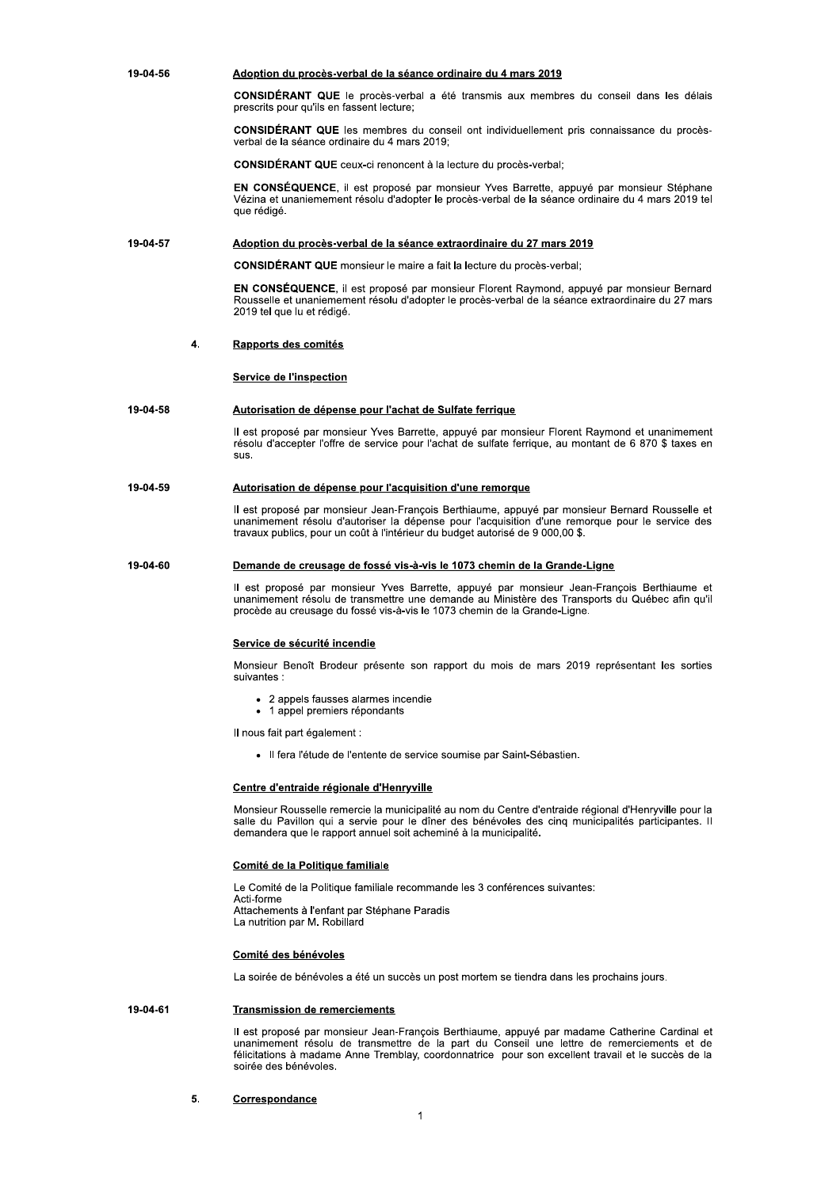**19-04-56** **Adoption du procès-verbal de la séance ordinaire du 4 mars 2019**

**CONSIDÉRANT QUE** le procès-verbal a été transmis aux membres du conseil dans les délais prescrits pour qu'ils en fassent lecture;

**CONSIDÉRANT QUE** les membres du conseil ont individuellement pris connaissance du procès-verbal de la séance ordinaire du 4 mars 2019;

**CONSIDÉRANT QUE** ceux-ci renoncent à la lecture du procès-verbal;

**EN CONSÉQUENCE**, il est proposé par monsieur Yves Barrette, appuyé par monsieur Stéphane Vézina et unaniemement résolu d'adopter le procès-verbal de la séance ordinaire du 4 mars 2019 tel que rédigé.

**19-04-57** **Adoption du procès-verbal de la séance extraordinaire du 27 mars 2019**

**CONSIDÉRANT QUE** monsieur le maire a fait la lecture du procès-verbal;

**EN CONSÉQUENCE**, il est proposé par monsieur Florent Raymond, appuyé par monsieur Bernard Rousselle et unaniemement résolu d'adopter le procès-verbal de la séance extraordinaire du 27 mars 2019 tel que lu et rédigé.

## 4. Rapports des comités

### Service de l'inspection

**19-04-58** **Autorisation de dépense pour l'achat de Sulfate ferrique**

Il est proposé par monsieur Yves Barrette, appuyé par monsieur Florent Raymond et unanimement résolu d'accepter l'offre de service pour l'achat de sulfate ferrique, au montant de 6 870 $ taxes en sus.

**19-04-59** **Autorisation de dépense pour l'acquisition d'une remorque**

Il est proposé par monsieur Jean-François Berthiaume, appuyé par monsieur Bernard Rousselle et unanimement résolu d'autoriser la dépense pour l'acquisition d'une remorque pour le service des travaux publics, pour un coût à l'intérieur du budget autorisé de 9 000,00 $.

**19-04-60** **Demande de creusage de fossé vis-à-vis le 1073 chemin de la Grande-Ligne**

Il est proposé par monsieur Yves Barrette, appuyé par monsieur Jean-François Berthiaume et unanimement résolu de transmettre une demande au Ministère des Transports du Québec afin qu'il procède au creusage du fossé vis-à-vis le 1073 chemin de la Grande-Ligne.

### Service de sécurité incendie

Monsieur Benoît Brodeur présente son rapport du mois de mars 2019 représentant les sorties suivantes :

- 2 appels fausses alarmes incendie
- 1 appel premiers répondants

Il nous fait part également :

- Il fera l'étude de l'entente de service soumise par Saint-Sébastien.

### Centre d'entraide régionale d'Henryville

Monsieur Rousselle remercie la municipalité au nom du Centre d'entraide régional d'Henryville pour la salle du Pavillon qui a servie pour le dîner des bénévoles des cinq municipalités participantes. Il demandera que le rapport annuel soit acheminé à la municipalité.

### Comité de la Politique familiale

Le Comité de la Politique familiale recommande les 3 conférences suivantes:
Acti-forme
Attachements à l'enfant par Stéphane Paradis
La nutrition par M. Robillard

### Comité des bénévoles

La soirée de bénévoles a été un succès un post mortem se tiendra dans les prochains jours.

**19-04-61** **Transmission de remerciements**

Il est proposé par monsieur Jean-François Berthiaume, appuyé par madame Catherine Cardinal et unanimement résolu de transmettre de la part du Conseil une lettre de remerciements et de félicitations à madame Anne Tremblay, coordonnatrice pour son excellent travail et le succès de la soirée des bénévoles.

## 5. Correspondance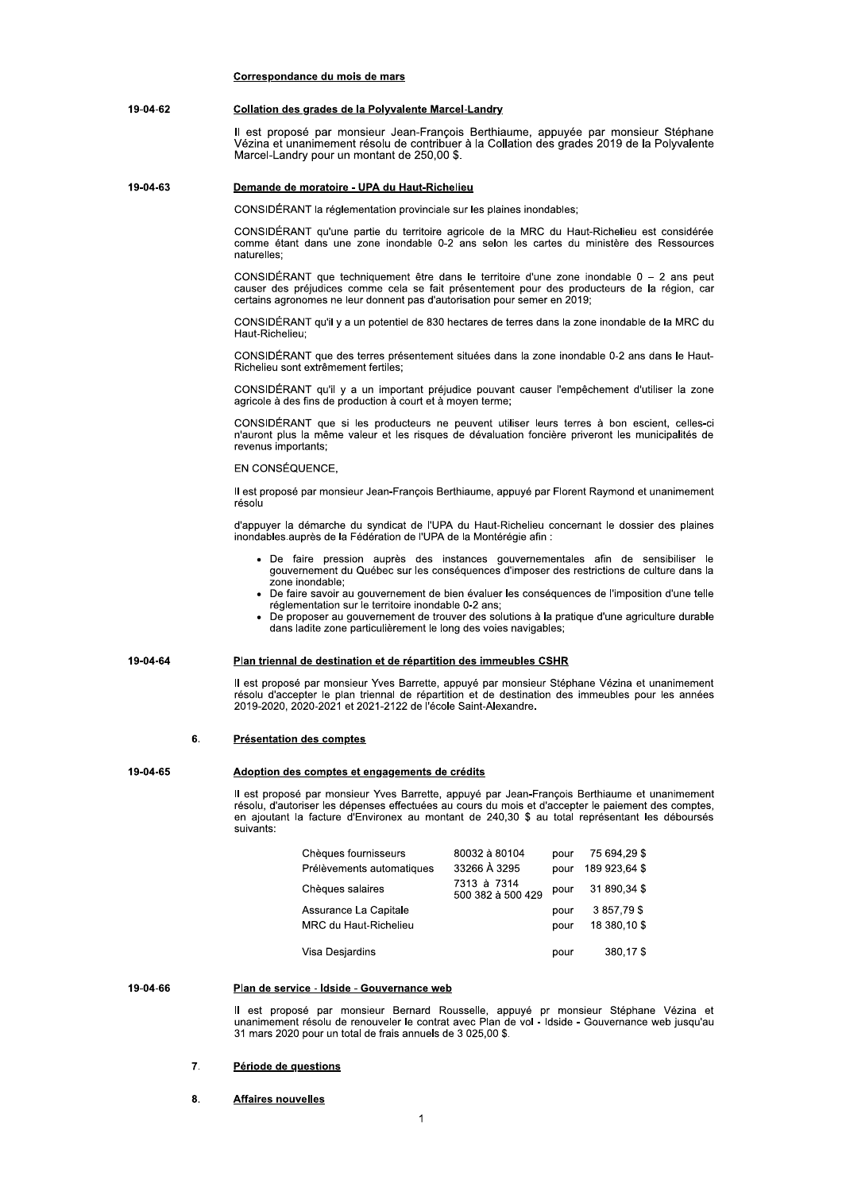**Correspondance du mois de mars**

**19-04-62** **Collation des grades de la Polyvalente Marcel-Landry**

Il est proposé par monsieur Jean-François Berthiaume, appuyée par monsieur Stéphane Vézina et unanimement résolu de contribuer à la Collation des grades 2019 de la Polyvalente Marcel-Landry pour un montant de 250,00 $.

**19-04-63** **Demande de moratoire - UPA du Haut-Richelieu**

CONSIDÉRANT la réglementation provinciale sur les plaines inondables;

CONSIDÉRANT qu'une partie du territoire agricole de la MRC du Haut-Richelieu est considérée comme étant dans une zone inondable 0-2 ans selon les cartes du ministère des Ressources naturelles;

CONSIDÉRANT que techniquement être dans le territoire d'une zone inondable 0 – 2 ans peut causer des préjudices comme cela se fait présentement pour des producteurs de la région, car certains agronomes ne leur donnent pas d'autorisation pour semer en 2019;

CONSIDÉRANT qu'il y a un potentiel de 830 hectares de terres dans la zone inondable de la MRC du Haut-Richelieu;

CONSIDÉRANT que des terres présentement situées dans la zone inondable 0-2 ans dans le Haut-Richelieu sont extrêmement fertiles;

CONSIDÉRANT qu'il y a un important préjudice pouvant causer l'empêchement d'utiliser la zone agricole à des fins de production à court et à moyen terme;

CONSIDÉRANT que si les producteurs ne peuvent utiliser leurs terres à bon escient, celles-ci n'auront plus la même valeur et les risques de dévaluation foncière priveront les municipalités de revenus importants;

EN CONSÉQUENCE,

Il est proposé par monsieur Jean-François Berthiaume, appuyé par Florent Raymond et unanimement résolu

d'appuyer la démarche du syndicat de l'UPA du Haut-Richelieu concernant le dossier des plaines inondables.auprès de la Fédération de l'UPA de la Montérégie afin :

- De faire pression auprès des instances gouvernementales afin de sensibiliser le gouvernement du Québec sur les conséquences d'imposer des restrictions de culture dans la zone inondable;
- De faire savoir au gouvernement de bien évaluer les conséquences de l'imposition d'une telle réglementation sur le territoire inondable 0-2 ans;
- De proposer au gouvernement de trouver des solutions à la pratique d'une agriculture durable dans ladite zone particulièrement le long des voies navigables;

**19-04-64** **Plan triennal de destination et de répartition des immeubles CSHR**

Il est proposé par monsieur Yves Barrette, appuyé par monsieur Stéphane Vézina et unanimement résolu d'accepter le plan triennal de répartition et de destination des immeubles pour les années 2019-2020, 2020-2021 et 2021-2122 de l'école Saint-Alexandre.

## 6. Présentation des comptes

**19-04-65** **Adoption des comptes et engagements de crédits**

Il est proposé par monsieur Yves Barrette, appuyé par Jean-François Berthiaume et unanimement résolu, d'autoriser les dépenses effectuées au cours du mois et d'accepter le paiement des comptes, en ajoutant la facture d'Environex au montant de 240,30 $ au total représentant les déboursés suivants:

| | | | |
|---|---|---|---|
| Chèques fournisseurs | 80032 à 80104 | pour | 75 694,29 $ |
| Prélèvements automatiques | 33266 À 3295 | pour | 189 923,64 $ |
| Chèques salaires | 7313 à 7314<br>500 382 à 500 429 | pour | 31 890,34 $ |
| Assurance La Capitale | | pour | 3 857,79 $ |
| MRC du Haut-Richelieu | | pour | 18 380,10 $ |
| Visa Desjardins | | pour | 380,17 $ |

**19-04-66** **Plan de service - Idside - Gouvernance web**

Il est proposé par monsieur Bernard Rousselle, appuyé pr monsieur Stéphane Vézina et unanimement résolu de renouveler le contrat avec Plan de vol - Idside - Gouvernance web jusqu'au 31 mars 2020 pour un total de frais annuels de 3 025,00 $.

## 7. Période de questions

## 8. Affaires nouvelles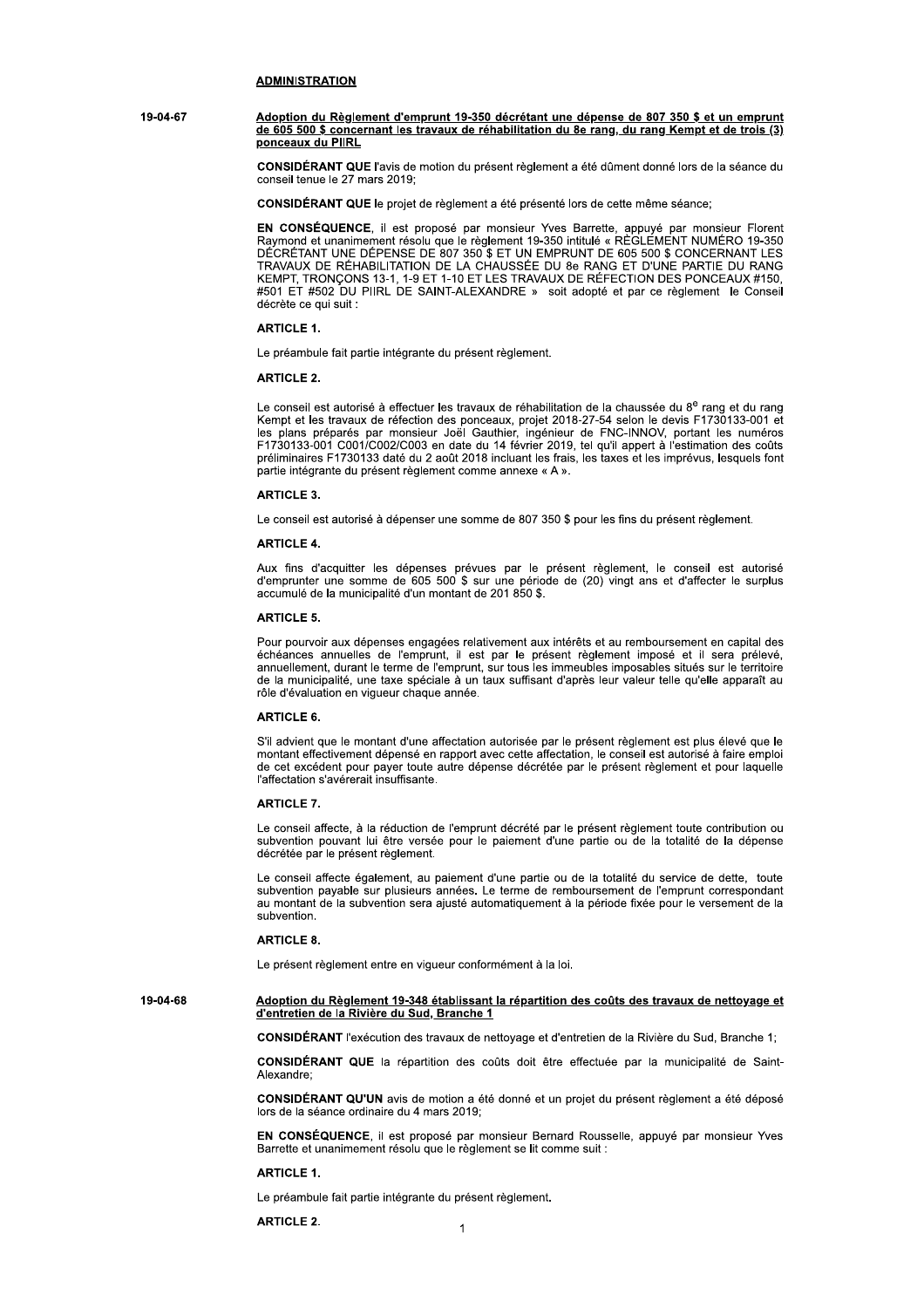## ADMINISTRATION

**19-04-67**

**Adoption du Règlement d'emprunt 19-350 décrétant une dépense de 807 350 $ et un emprunt de 605 500 $ concernant les travaux de réhabilitation du 8e rang, du rang Kempt et de trois (3) ponceaux du PIIRL**

**CONSIDÉRANT QUE** l'avis de motion du présent règlement a été dûment donné lors de la séance du conseil tenue le 27 mars 2019;

**CONSIDÉRANT QUE** le projet de règlement a été présenté lors de cette même séance;

**EN CONSÉQUENCE**, il est proposé par monsieur Yves Barrette, appuyé par monsieur Florent Raymond et unanimement résolu que le règlement 19-350 intitulé « RÈGLEMENT NUMÉRO 19-350 DÉCRÉTANT UNE DÉPENSE DE 807 350 $ ET UN EMPRUNT DE 605 500 $ CONCERNANT LES TRAVAUX DE RÉHABILITATION DE LA CHAUSSÉE DU 8e RANG ET D'UNE PARTIE DU RANG KEMPT, TRONÇONS 13-1, 1-9 ET 1-10 ET LES TRAVAUX DE RÉFECTION DES PONCEAUX #150, #501 ET #502 DU PIIRL DE SAINT-ALEXANDRE » soit adopté et par ce règlement le Conseil décrète ce qui suit :

**ARTICLE 1.**

Le préambule fait partie intégrante du présent règlement.

**ARTICLE 2.**

Le conseil est autorisé à effectuer les travaux de réhabilitation de la chaussée du 8e rang et du rang Kempt et les travaux de réfection des ponceaux, projet 2018-27-54 selon le devis F1730133-001 et les plans préparés par monsieur Joël Gauthier, ingénieur de FNC-INNOV, portant les numéros F1730133-001 C001/C002/C003 en date du 14 février 2019, tel qu'il appert à l'estimation des coûts préliminaires F1730133 daté du 2 août 2018 incluant les frais, les taxes et les imprévus, lesquels font partie intégrante du présent règlement comme annexe « A ».

**ARTICLE 3.**

Le conseil est autorisé à dépenser une somme de 807 350 $ pour les fins du présent règlement.

**ARTICLE 4.**

Aux fins d'acquitter les dépenses prévues par le présent règlement, le conseil est autorisé d'emprunter une somme de 605 500 $ sur une période de (20) vingt ans et d'affecter le surplus accumulé de la municipalité d'un montant de 201 850 $.

**ARTICLE 5.**

Pour pourvoir aux dépenses engagées relativement aux intérêts et au remboursement en capital des échéances annuelles de l'emprunt, il est par le présent règlement imposé et il sera prélevé, annuellement, durant le terme de l'emprunt, sur tous les immeubles imposables situés sur le territoire de la municipalité, une taxe spéciale à un taux suffisant d'après leur valeur telle qu'elle apparaît au rôle d'évaluation en vigueur chaque année.

**ARTICLE 6.**

S'il advient que le montant d'une affectation autorisée par le présent règlement est plus élevé que le montant effectivement dépensé en rapport avec cette affectation, le conseil est autorisé à faire emploi de cet excédent pour payer toute autre dépense décrétée par le présent règlement et pour laquelle l'affectation s'avérerait insuffisante.

**ARTICLE 7.**

Le conseil affecte, à la réduction de l'emprunt décrété par le présent règlement toute contribution ou subvention pouvant lui être versée pour le paiement d'une partie ou de la totalité de la dépense décrétée par le présent règlement.

Le conseil affecte également, au paiement d'une partie ou de la totalité du service de dette, toute subvention payable sur plusieurs années. Le terme de remboursement de l'emprunt correspondant au montant de la subvention sera ajusté automatiquement à la période fixée pour le versement de la subvention.

**ARTICLE 8.**

Le présent règlement entre en vigueur conformément à la loi.

**19-04-68**

**Adoption du Règlement 19-348 établissant la répartition des coûts des travaux de nettoyage et d'entretien de la Rivière du Sud, Branche 1**

**CONSIDÉRANT** l'exécution des travaux de nettoyage et d'entretien de la Rivière du Sud, Branche 1;

**CONSIDÉRANT QUE** la répartition des coûts doit être effectuée par la municipalité de Saint-Alexandre;

**CONSIDÉRANT QU'UN** avis de motion a été donné et un projet du présent règlement a été déposé lors de la séance ordinaire du 4 mars 2019;

**EN CONSÉQUENCE**, il est proposé par monsieur Bernard Rousselle, appuyé par monsieur Yves Barrette et unanimement résolu que le règlement se lit comme suit :

**ARTICLE 1.**

Le préambule fait partie intégrante du présent règlement.

**ARTICLE 2.**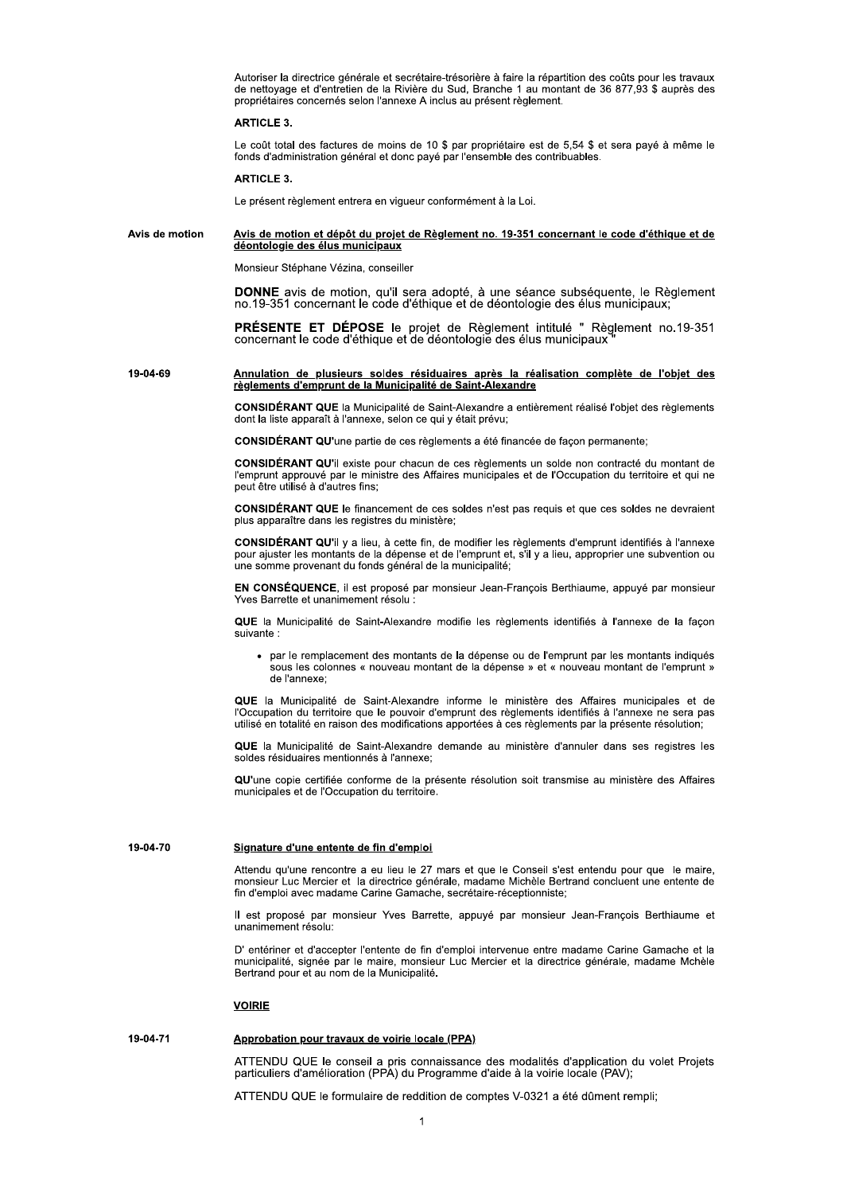Autoriser la directrice générale et secrétaire-trésorière à faire la répartition des coûts pour les travaux de nettoyage et d'entretien de la Rivière du Sud, Branche 1 au montant de 36 877,93 $ auprès des propriétaires concernés selon l'annexe A inclus au présent règlement.

**ARTICLE 3.**

Le coût total des factures de moins de 10 $ par propriétaire est de 5,54 $ et sera payé à même le fonds d'administration général et donc payé par l'ensemble des contribuables.

**ARTICLE 3.**

Le présent règlement entrera en vigueur conformément à la Loi.

**Avis de motion** — **Avis de motion et dépôt du projet de Règlement no. 19-351 concernant le code d'éthique et de déontologie des élus municipaux**

Monsieur Stéphane Vézina, conseiller

**DONNE** avis de motion, qu'il sera adopté, à une séance subséquente, le Règlement no.19-351 concernant le code d'éthique et de déontologie des élus municipaux;

**PRÉSENTE ET DÉPOSE** le projet de Règlement intitulé " Règlement no.19-351 concernant le code d'éthique et de déontologie des élus municipaux "

**19-04-69** — **Annulation de plusieurs soldes résiduaires après la réalisation complète de l'objet des règlements d'emprunt de la Municipalité de Saint-Alexandre**

**CONSIDÉRANT QUE** la Municipalité de Saint-Alexandre a entièrement réalisé l'objet des règlements dont la liste apparaît à l'annexe, selon ce qui y était prévu;

**CONSIDÉRANT QU'**une partie de ces règlements a été financée de façon permanente;

**CONSIDÉRANT QU'**il existe pour chacun de ces règlements un solde non contracté du montant de l'emprunt approuvé par le ministre des Affaires municipales et de l'Occupation du territoire et qui ne peut être utilisé à d'autres fins;

**CONSIDÉRANT QUE** le financement de ces soldes n'est pas requis et que ces soldes ne devraient plus apparaître dans les registres du ministère;

**CONSIDÉRANT QU'**il y a lieu, à cette fin, de modifier les règlements d'emprunt identifiés à l'annexe pour ajuster les montants de la dépense et de l'emprunt et, s'il y a lieu, approprier une subvention ou une somme provenant du fonds général de la municipalité;

**EN CONSÉQUENCE**, il est proposé par monsieur Jean-François Berthiaume, appuyé par monsieur Yves Barrette et unanimement résolu :

**QUE** la Municipalité de Saint-Alexandre modifie les règlements identifiés à l'annexe de la façon suivante :

- par le remplacement des montants de la dépense ou de l'emprunt par les montants indiqués sous les colonnes « nouveau montant de la dépense » et « nouveau montant de l'emprunt » de l'annexe;

**QUE** la Municipalité de Saint-Alexandre informe le ministère des Affaires municipales et de l'Occupation du territoire que le pouvoir d'emprunt des règlements identifiés à l'annexe ne sera pas utilisé en totalité en raison des modifications apportées à ces règlements par la présente résolution;

**QUE** la Municipalité de Saint-Alexandre demande au ministère d'annuler dans ses registres les soldes résiduaires mentionnés à l'annexe;

**QU'**une copie certifiée conforme de la présente résolution soit transmise au ministère des Affaires municipales et de l'Occupation du territoire.

**19-04-70** — **Signature d'une entente de fin d'emploi**

Attendu qu'une rencontre a eu lieu le 27 mars et que le Conseil s'est entendu pour que le maire, monsieur Luc Mercier et la directrice générale, madame Michèle Bertrand concluent une entente de fin d'emploi avec madame Carine Gamache, secrétaire-réceptionniste;

Il est proposé par monsieur Yves Barrette, appuyé par monsieur Jean-François Berthiaume et unanimement résolu:

D' entériner et d'accepter l'entente de fin d'emploi intervenue entre madame Carine Gamache et la municipalité, signée par le maire, monsieur Luc Mercier et la directrice générale, madame Mchèle Bertrand pour et au nom de la Municipalité.

**VOIRIE**

**19-04-71** — **Approbation pour travaux de voirie locale (PPA)**

ATTENDU QUE le conseil a pris connaissance des modalités d'application du volet Projets particuliers d'amélioration (PPA) du Programme d'aide à la voirie locale (PAV);

ATTENDU QUE le formulaire de reddition de comptes V-0321 a été dûment rempli;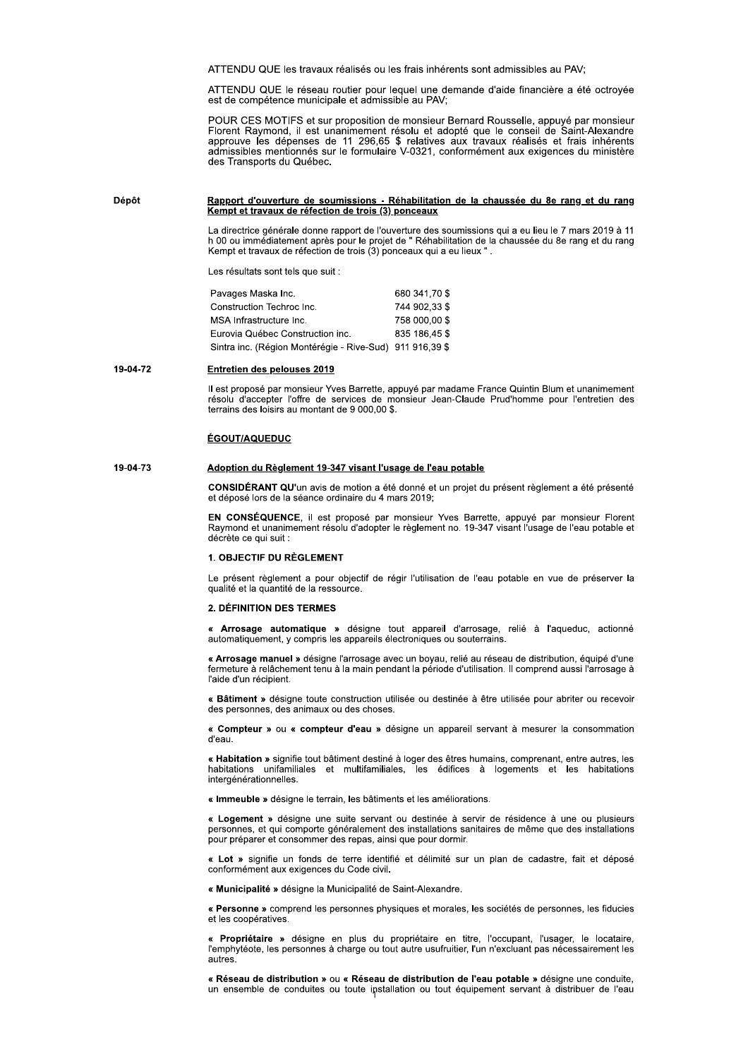ATTENDU QUE les travaux réalisés ou les frais inhérents sont admissibles au PAV;

ATTENDU QUE le réseau routier pour lequel une demande d'aide financière a été octroyée est de compétence municipale et admissible au PAV;

POUR CES MOTIFS et sur proposition de monsieur Bernard Rousselle, appuyé par monsieur Florent Raymond, il est unanimement résolu et adopté que le conseil de Saint-Alexandre approuve les dépenses de 11 296,65 $ relatives aux travaux réalisés et frais inhérents admissibles mentionnés sur le formulaire V-0321, conformément aux exigences du ministère des Transports du Québec.

Dépôt

**Rapport d'ouverture de soumissions - Réhabilitation de la chaussée du 8e rang et du rang Kempt et travaux de réfection de trois (3) ponceaux**

La directrice générale donne rapport de l'ouverture des soumissions qui a eu lieu le 7 mars 2019 à 11 h 00 ou immédiatement après pour le projet de " Réhabilitation de la chaussée du 8e rang et du rang Kempt et travaux de réfection de trois (3) ponceaux qui a eu lieux " .

Les résultats sont tels que suit :

| | |
|---|---|
| Pavages Maska Inc. | 680 341,70 $ |
| Construction Techroc Inc. | 744 902,33 $ |
| MSA Infrastructure Inc. | 758 000,00 $ |
| Eurovia Québec Construction inc. | 835 186,45 $ |
| Sintra inc. (Région Montérégie - Rive-Sud) | 911 916,39 $ |

19-04-72

**Entretien des pelouses 2019**

Il est proposé par monsieur Yves Barrette, appuyé par madame France Quintin Blum et unanimement résolu d'accepter l'offre de services de monsieur Jean-Claude Prud'homme pour l'entretien des terrains des loisirs au montant de 9 000,00 $.

## ÉGOUT/AQUEDUC

19-04-73

**Adoption du Règlement 19-347 visant l'usage de l'eau potable**

**CONSIDÉRANT QU'**un avis de motion a été donné et un projet du présent règlement a été présenté et déposé lors de la séance ordinaire du 4 mars 2019;

**EN CONSÉQUENCE**, il est proposé par monsieur Yves Barrette, appuyé par monsieur Florent Raymond et unanimement résolu d'adopter le règlement no. 19-347 visant l'usage de l'eau potable et décrète ce qui suit :

### 1. OBJECTIF DU RÈGLEMENT

Le présent règlement a pour objectif de régir l'utilisation de l'eau potable en vue de préserver la qualité et la quantité de la ressource.

### 2. DÉFINITION DES TERMES

**« Arrosage automatique »** désigne tout appareil d'arrosage, relié à l'aqueduc, actionné automatiquement, y compris les appareils électroniques ou souterrains.

**« Arrosage manuel »** désigne l'arrosage avec un boyau, relié au réseau de distribution, équipé d'une fermeture à relâchement tenu à la main pendant la période d'utilisation. Il comprend aussi l'arrosage à l'aide d'un récipient.

**« Bâtiment »** désigne toute construction utilisée ou destinée à être utilisée pour abriter ou recevoir des personnes, des animaux ou des choses.

**« Compteur »** ou **« compteur d'eau »** désigne un appareil servant à mesurer la consommation d'eau.

**« Habitation »** signifie tout bâtiment destiné à loger des êtres humains, comprenant, entre autres, les habitations unifamiliales et multifamiliales, les édifices à logements et les habitations intergénérationnelles.

**« Immeuble »** désigne le terrain, les bâtiments et les améliorations.

**« Logement »** désigne une suite servant ou destinée à servir de résidence à une ou plusieurs personnes, et qui comporte généralement des installations sanitaires de même que des installations pour préparer et consommer des repas, ainsi que pour dormir.

**« Lot »** signifie un fonds de terre identifié et délimité sur un plan de cadastre, fait et déposé conformément aux exigences du Code civil.

**« Municipalité »** désigne la Municipalité de Saint-Alexandre.

**« Personne »** comprend les personnes physiques et morales, les sociétés de personnes, les fiducies et les coopératives.

**« Propriétaire »** désigne en plus du propriétaire en titre, l'occupant, l'usager, le locataire, l'emphytéote, les personnes à charge ou tout autre usufruitier, l'un n'excluant pas nécessairement les autres.

**« Réseau de distribution »** ou **« Réseau de distribution de l'eau potable »** désigne une conduite, un ensemble de conduites ou toute installation ou tout équipement servant à distribuer de l'eau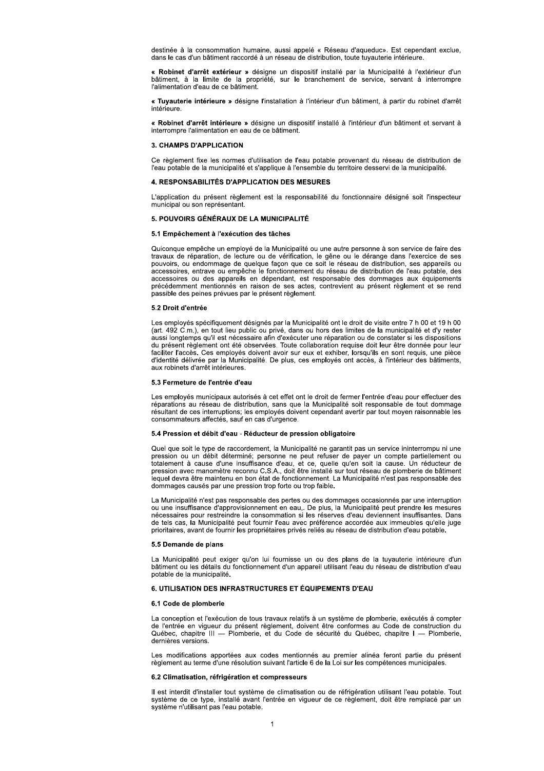destinée à la consommation humaine, aussi appelé « Réseau d'aqueduc». Est cependant exclue, dans le cas d'un bâtiment raccordé à un réseau de distribution, toute tuyauterie intérieure.

**« Robinet d'arrêt extérieur »** désigne un dispositif installé par la Municipalité à l'extérieur d'un bâtiment, à la limite de la propriété, sur le branchement de service, servant à interrompre l'alimentation d'eau de ce bâtiment.

**« Tuyauterie intérieure »** désigne l'installation à l'intérieur d'un bâtiment, à partir du robinet d'arrêt intérieure.

**« Robinet d'arrêt intérieure »** désigne un dispositif installé à l'intérieur d'un bâtiment et servant à interrompre l'alimentation en eau de ce bâtiment.

## 3. CHAMPS D'APPLICATION

Ce règlement fixe les normes d'utilisation de l'eau potable provenant du réseau de distribution de l'eau potable de la municipalité et s'applique à l'ensemble du territoire desservi de la municipalité.

## 4. RESPONSABILITÉS D'APPLICATION DES MESURES

L'application du présent règlement est la responsabilité du fonctionnaire désigné soit l'inspecteur municipal ou son représentant.

## 5. POUVOIRS GÉNÉRAUX DE LA MUNICIPALITÉ

### 5.1 Empêchement à l'exécution des tâches

Quiconque empêche un employé de la Municipalité ou une autre personne à son service de faire des travaux de réparation, de lecture ou de vérification, le gêne ou le dérange dans l'exercice de ses pouvoirs, ou endommage de quelque façon que ce soit le réseau de distribution, ses appareils ou accessoires, entrave ou empêche le fonctionnement du réseau de distribution de l'eau potable, des accessoires ou des appareils en dépendant, est responsable des dommages aux équipements précédemment mentionnés en raison de ses actes, contrevient au présent règlement et se rend passible des peines prévues par le présent règlement.

### 5.2 Droit d'entrée

Les employés spécifiquement désignés par la Municipalité ont le droit de visite entre 7 h 00 et 19 h 00 (art. 492 C.m.), en tout lieu public ou privé, dans ou hors des limites de la municipalité et d'y rester aussi longtemps qu'il est nécessaire afin d'exécuter une réparation ou de constater si les dispositions du présent règlement ont été observées. Toute collaboration requise doit leur être donnée pour leur faciliter l'accès. Ces employés doivent avoir sur eux et exhiber, lorsqu'ils en sont requis, une pièce d'identité délivrée par la Municipalité. De plus, ces employés ont accès, à l'intérieur des bâtiments, aux robinets d'arrêt intérieures.

### 5.3 Fermeture de l'entrée d'eau

Les employés municipaux autorisés à cet effet ont le droit de fermer l'entrée d'eau pour effectuer des réparations au réseau de distribution, sans que la Municipalité soit responsable de tout dommage résultant de ces interruptions; les employés doivent cependant avertir par tout moyen raisonnable les consommateurs affectés, sauf en cas d'urgence.

### 5.4 Pression et débit d'eau - Réducteur de pression obligatoire

Quel que soit le type de raccordement, la Municipalité ne garantit pas un service ininterrompu ni une pression ou un débit déterminé; personne ne peut refuser de payer un compte partiellement ou totalement à cause d'une insuffisance d'eau, et ce, quelle qu'en soit la cause. Un réducteur de pression avec manomètre reconnu C.S.A., doit être installé sur tout réseau de plomberie de bâtiment lequel devra être maintenu en bon état de fonctionnement. La Municipalité n'est pas responsable des dommages causés par une pression trop forte ou trop faible.

La Municipalité n'est pas responsable des pertes ou des dommages occasionnés par une interruption ou une insuffisance d'approvisionnement en eau,. De plus, la Municipalité peut prendre les mesures nécessaires pour restreindre la consommation si les réserves d'eau deviennent insuffisantes. Dans de tels cas, la Municipalité peut fournir l'eau avec préférence accordée aux immeubles qu'elle juge prioritaires, avant de fournir les propriétaires privés reliés au réseau de distribution d'eau potable.

### 5.5 Demande de plans

La Municipalité peut exiger qu'on lui fournisse un ou des plans de la tuyauterie intérieure d'un bâtiment ou les détails du fonctionnement d'un appareil utilisant l'eau du réseau de distribution d'eau potable de la municipalité.

## 6. UTILISATION DES INFRASTRUCTURES ET ÉQUIPEMENTS D'EAU

### 6.1 Code de plomberie

La conception et l'exécution de tous travaux relatifs à un système de plomberie, exécutés à compter de l'entrée en vigueur du présent règlement, doivent être conformes au Code de construction du Québec, chapitre III — Plomberie, et du Code de sécurité du Québec, chapitre I — Plomberie, dernières versions.

Les modifications apportées aux codes mentionnés au premier alinéa feront partie du présent règlement au terme d'une résolution suivant l'article 6 de la Loi sur les compétences municipales.

### 6.2 Climatisation, réfrigération et compresseurs

Il est interdit d'installer tout système de climatisation ou de réfrigération utilisant l'eau potable. Tout système de ce type, installé avant l'entrée en vigueur de ce règlement, doit être remplacé par un système n'utilisant pas l'eau potable.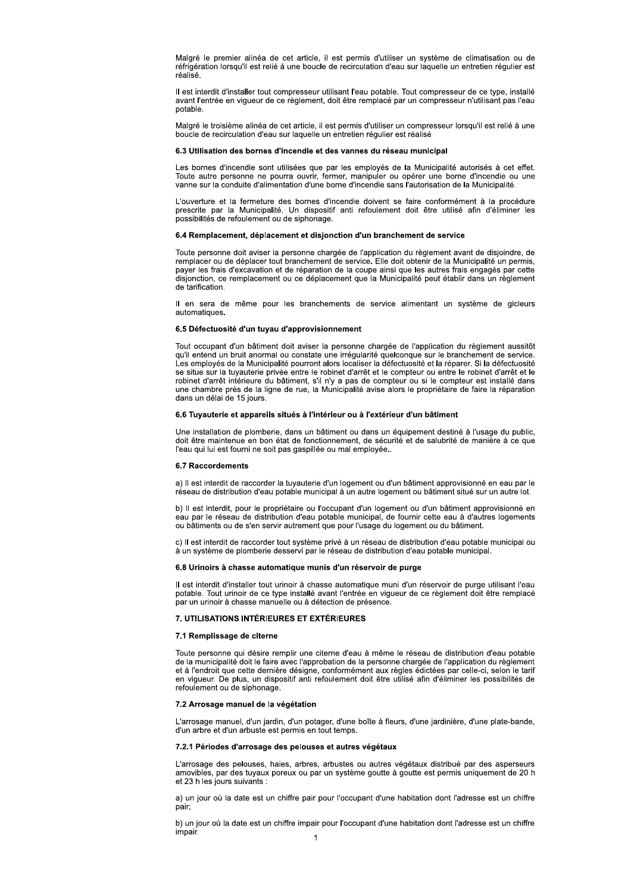Malgré le premier alinéa de cet article, il est permis d'utiliser un système de climatisation ou de réfrigération lorsqu'il est relié à une boucle de recirculation d'eau sur laquelle un entretien régulier est réalisé.

Il est interdit d'installer tout compresseur utilisant l'eau potable. Tout compresseur de ce type, installé avant l'entrée en vigueur de ce règlement, doit être remplacé par un compresseur n'utilisant pas l'eau potable.

Malgré le troisième alinéa de cet article, il est permis d'utiliser un compresseur lorsqu'il est relié à une boucle de recirculation d'eau sur laquelle un entretien régulier est réalisé

### 6.3 Utilisation des bornes d'incendie et des vannes du réseau municipal

Les bornes d'incendie sont utilisées que par les employés de la Municipalité autorisés à cet effet. Toute autre personne ne pourra ouvrir, fermer, manipuler ou opérer une borne d'incendie ou une vanne sur la conduite d'alimentation d'une borne d'incendie sans l'autorisation de la Municipalité.

L'ouverture et la fermeture des bornes d'incendie doivent se faire conformément à la procédure prescrite par la Municipalité. Un dispositif anti refoulement doit être utilisé afin d'éliminer les possibilités de refoulement ou de siphonage.

### 6.4 Remplacement, déplacement et disjonction d'un branchement de service

Toute personne doit aviser la personne chargée de l'application du règlement avant de disjoindre, de remplacer ou de déplacer tout branchement de service**.** Elle doit obtenir de la Municipalité un permis, payer les frais d'excavation et de réparation de la coupe ainsi que les autres frais engagés par cette disjonction, ce remplacement ou ce déplacement que la Municipalité peut établir dans un règlement de tarification.

Il en sera de même pour les branchements de service alimentant un système de gicleurs automatiques**.**

### 6.5 Défectuosité d'un tuyau d'approvisionnement

Tout occupant d'un bâtiment doit aviser la personne chargée de l'application du règlement aussitôt qu'il entend un bruit anormal ou constate une irrégularité quelconque sur le branchement de service. Les employés de la Municipalité pourront alors localiser la défectuosité et la réparer. Si la défectuosité se situe sur la tuyauterie privée entre le robinet d'arrêt et le compteur ou entre le robinet d'arrêt et le robinet d'arrêt intérieure du bâtiment, s'il n'y a pas de compteur ou si le compteur est installé dans une chambre près de la ligne de rue, la Municipalité avise alors le propriétaire de faire la réparation dans un délai de 15 jours.

### 6.6 Tuyauterie et appareils situés à l'intérieur ou à l'extérieur d'un bâtiment

Une installation de plomberie, dans un bâtiment ou dans un équipement destiné à l'usage du public, doit être maintenue en bon état de fonctionnement, de sécurité et de salubrité de manière à ce que l'eau qui lui est fourni ne soit pas gaspillée ou mal employée..

### 6.7 Raccordements

a) Il est interdit de raccorder la tuyauterie d'un logement ou d'un bâtiment approvisionné en eau par le réseau de distribution d'eau potable municipal à un autre logement ou bâtiment situé sur un autre lot.

b) Il est interdit, pour le propriétaire ou l'occupant d'un logement ou d'un bâtiment approvisionné en eau par le réseau de distribution d'eau potable municipal, de fournir cette eau à d'autres logements ou bâtiments ou de s'en servir autrement que pour l'usage du logement ou du bâtiment.

c) Il est interdit de raccorder tout système privé à un réseau de distribution d'eau potable municipal ou à un système de plomberie desservi par le réseau de distribution d'eau potable municipal.

### 6.8 Urinoirs à chasse automatique munis d'un réservoir de purge

Il est interdit d'installer tout urinoir à chasse automatique muni d'un réservoir de purge utilisant l'eau potable. Tout urinoir de ce type installé avant l'entrée en vigueur de ce règlement doit être remplacé par un urinoir à chasse manuelle ou à détection de présence.

## 7. UTILISATIONS INTÉRIEURES ET EXTÉRIEURES

### 7.1 Remplissage de citerne

Toute personne qui désire remplir une citerne d'eau à même le réseau de distribution d'eau potable de la municipalité doit le faire avec l'approbation de la personne chargée de l'application du règlement et à l'endroit que cette dernière désigne, conformément aux règles édictées par celle-ci, selon le tarif en vigueur. De plus, un dispositif anti refoulement doit être utilisé afin d'éliminer les possibilités de refoulement ou de siphonage.

### 7.2 Arrosage manuel de la végétation

L'arrosage manuel, d'un jardin, d'un potager, d'une boîte à fleurs, d'une jardinière, d'une plate-bande, d'un arbre et d'un arbuste est permis en tout temps.

#### 7.2.1 Périodes d'arrosage des pelouses et autres végétaux

L'arrosage des pelouses, haies, arbres, arbustes ou autres végétaux distribué par des asperseurs amovibles, par des tuyaux poreux ou par un système goutte à goutte est permis uniquement de 20 h et 23 h les jours suivants :

a) un jour où la date est un chiffre pair pour l'occupant d'une habitation dont l'adresse est un chiffre pair;

b) un jour où la date est un chiffre impair pour l'occupant d'une habitation dont l'adresse est un chiffre impair.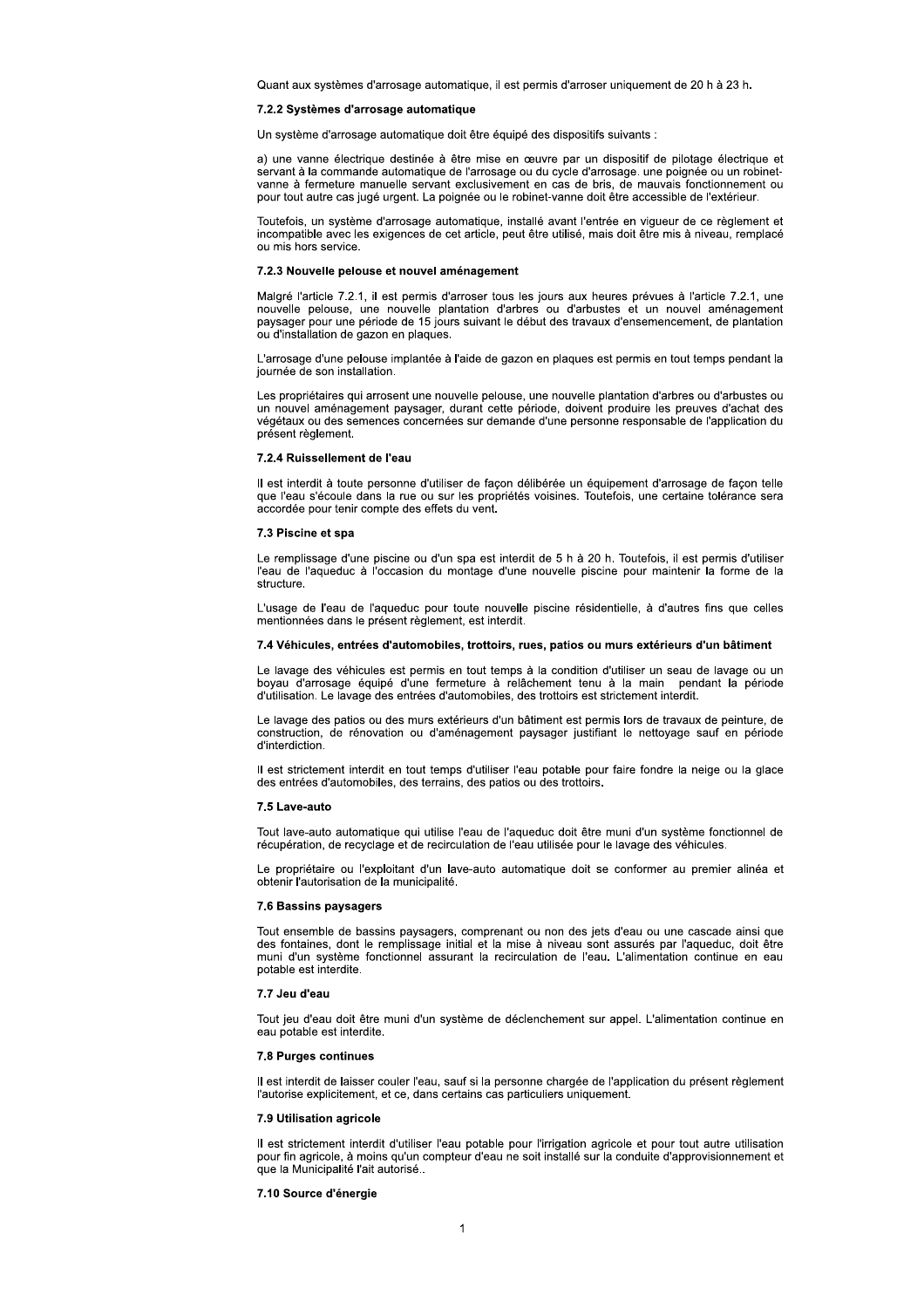Quant aux systèmes d'arrosage automatique, il est permis d'arroser uniquement de 20 h à 23 h.

### 7.2.2 Systèmes d'arrosage automatique

Un système d'arrosage automatique doit être équipé des dispositifs suivants :

a) une vanne électrique destinée à être mise en œuvre par un dispositif de pilotage électrique et servant à la commande automatique de l'arrosage ou du cycle d'arrosage. une poignée ou un robinet-vanne à fermeture manuelle servant exclusivement en cas de bris, de mauvais fonctionnement ou pour tout autre cas jugé urgent. La poignée ou le robinet-vanne doit être accessible de l'extérieur.

Toutefois, un système d'arrosage automatique, installé avant l'entrée en vigueur de ce règlement et incompatible avec les exigences de cet article, peut être utilisé, mais doit être mis à niveau, remplacé ou mis hors service.

### 7.2.3 Nouvelle pelouse et nouvel aménagement

Malgré l'article 7.2.1, il est permis d'arroser tous les jours aux heures prévues à l'article 7.2.1, une nouvelle pelouse, une nouvelle plantation d'arbres ou d'arbustes et un nouvel aménagement paysager pour une période de 15 jours suivant le début des travaux d'ensemencement, de plantation ou d'installation de gazon en plaques.

L'arrosage d'une pelouse implantée à l'aide de gazon en plaques est permis en tout temps pendant la journée de son installation.

Les propriétaires qui arrosent une nouvelle pelouse, une nouvelle plantation d'arbres ou d'arbustes ou un nouvel aménagement paysager, durant cette période, doivent produire les preuves d'achat des végétaux ou des semences concernées sur demande d'une personne responsable de l'application du présent règlement.

### 7.2.4 Ruissellement de l'eau

Il est interdit à toute personne d'utiliser de façon délibérée un équipement d'arrosage de façon telle que l'eau s'écoule dans la rue ou sur les propriétés voisines. Toutefois, une certaine tolérance sera accordée pour tenir compte des effets du vent.

### 7.3 Piscine et spa

Le remplissage d'une piscine ou d'un spa est interdit de 5 h à 20 h. Toutefois, il est permis d'utiliser l'eau de l'aqueduc à l'occasion du montage d'une nouvelle piscine pour maintenir la forme de la structure.

L'usage de l'eau de l'aqueduc pour toute nouvelle piscine résidentielle, à d'autres fins que celles mentionnées dans le présent règlement, est interdit.

### 7.4 Véhicules, entrées d'automobiles, trottoirs, rues, patios ou murs extérieurs d'un bâtiment

Le lavage des véhicules est permis en tout temps à la condition d'utiliser un seau de lavage ou un boyau d'arrosage équipé d'une fermeture à relâchement tenu à la main pendant la période d'utilisation. Le lavage des entrées d'automobiles, des trottoirs est strictement interdit.

Le lavage des patios ou des murs extérieurs d'un bâtiment est permis lors de travaux de peinture, de construction, de rénovation ou d'aménagement paysager justifiant le nettoyage sauf en période d'interdiction.

Il est strictement interdit en tout temps d'utiliser l'eau potable pour faire fondre la neige ou la glace des entrées d'automobiles, des terrains, des patios ou des trottoirs.

### 7.5 Lave-auto

Tout lave-auto automatique qui utilise l'eau de l'aqueduc doit être muni d'un système fonctionnel de récupération, de recyclage et de recirculation de l'eau utilisée pour le lavage des véhicules.

Le propriétaire ou l'exploitant d'un lave-auto automatique doit se conformer au premier alinéa et obtenir l'autorisation de la municipalité.

### 7.6 Bassins paysagers

Tout ensemble de bassins paysagers, comprenant ou non des jets d'eau ou une cascade ainsi que des fontaines, dont le remplissage initial et la mise à niveau sont assurés par l'aqueduc, doit être muni d'un système fonctionnel assurant la recirculation de l'eau. L'alimentation continue en eau potable est interdite.

### 7.7 Jeu d'eau

Tout jeu d'eau doit être muni d'un système de déclenchement sur appel. L'alimentation continue en eau potable est interdite.

### 7.8 Purges continues

Il est interdit de laisser couler l'eau, sauf si la personne chargée de l'application du présent règlement l'autorise explicitement, et ce, dans certains cas particuliers uniquement.

### 7.9 Utilisation agricole

Il est strictement interdit d'utiliser l'eau potable pour l'irrigation agricole et pour tout autre utilisation pour fin agricole, à moins qu'un compteur d'eau ne soit installé sur la conduite d'approvisionnement et que la Municipalité l'ait autorisé..

### 7.10 Source d'énergie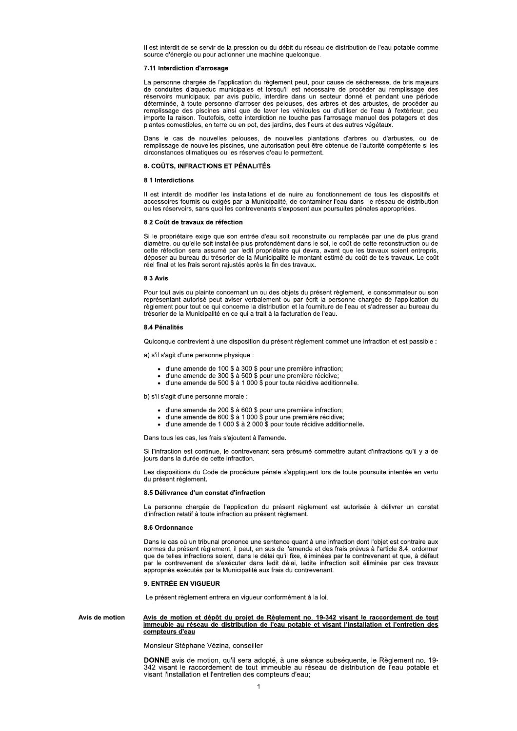Il est interdit de se servir de la pression ou du débit du réseau de distribution de l'eau potable comme source d'énergie ou pour actionner une machine quelconque.

### 7.11 Interdiction d'arrosage

La personne chargée de l'application du règlement peut, pour cause de sécheresse, de bris majeurs de conduites d'aqueduc municipales et lorsqu'il est nécessaire de procéder au remplissage des réservoirs municipaux, par avis public, interdire dans un secteur donné et pendant une période déterminée, à toute personne d'arroser des pelouses, des arbres et des arbustes, de procéder au remplissage des piscines ainsi que de laver les véhicules ou d'utiliser de l'eau à l'extérieur, peu importe la raison. Toutefois, cette interdiction ne touche pas l'arrosage manuel des potagers et des plantes comestibles, en terre ou en pot, des jardins, des fleurs et des autres végétaux.

Dans le cas de nouvelles pelouses, de nouvelles plantations d'arbres ou d'arbustes, ou de remplissage de nouvelles piscines, une autorisation peut être obtenue de l'autorité compétente si les circonstances climatiques ou les réserves d'eau le permettent.

## 8. COÛTS, INFRACTIONS ET PÉNALITÉS

### 8.1 Interdictions

Il est interdit de modifier les installations et de nuire au fonctionnement de tous les dispositifs et accessoires fournis ou exigés par la Municipalité, de contaminer l'eau dans le réseau de distribution ou les réservoirs, sans quoi les contrevenants s'exposent aux poursuites pénales appropriées.

### 8.2 Coût de travaux de réfection

Si le propriétaire exige que son entrée d'eau soit reconstruite ou remplacée par une de plus grand diamètre, ou qu'elle soit installée plus profondément dans le sol, le coût de cette reconstruction ou de cette réfection sera assumé par ledit propriétaire qui devra, avant que les travaux soient entrepris, déposer au bureau du trésorier de la Municipalité le montant estimé du coût de tels travaux. Le coût réel final et les frais seront rajustés après la fin des travaux.

### 8.3 Avis

Pour tout avis ou plainte concernant un ou des objets du présent règlement, le consommateur ou son représentant autorisé peut aviser verbalement ou par écrit la personne chargée de l'application du règlement pour tout ce qui concerne la distribution et la fourniture de l'eau et s'adresser au bureau du trésorier de la Municipalité en ce qui a trait à la facturation de l'eau.

### 8.4 Pénalités

Quiconque contrevient à une disposition du présent règlement commet une infraction et est passible :

a) s'il s'agit d'une personne physique :

- d'une amende de 100 $ à 300 $ pour une première infraction;
- d'une amende de 300 $ à 500 $ pour une première récidive;
- d'une amende de 500 $ à 1 000 $ pour toute récidive additionnelle.

b) s'il s'agit d'une personne morale :

- d'une amende de 200 $ à 600 $ pour une première infraction;
- d'une amende de 600 $ à 1 000 $ pour une première récidive;
- d'une amende de 1 000 $ à 2 000 $ pour toute récidive additionnelle.

Dans tous les cas, les frais s'ajoutent à l'amende.

Si l'infraction est continue, le contrevenant sera présumé commettre autant d'infractions qu'il y a de jours dans la durée de cette infraction.

Les dispositions du Code de procédure pénale s'appliquent lors de toute poursuite intentée en vertu du présent règlement.

### 8.5 Délivrance d'un constat d'infraction

La personne chargée de l'application du présent règlement est autorisée à délivrer un constat d'infraction relatif à toute infraction au présent règlement.

### 8.6 Ordonnance

Dans le cas où un tribunal prononce une sentence quant à une infraction dont l'objet est contraire aux normes du présent règlement, il peut, en sus de l'amende et des frais prévus à l'article 8.4, ordonner que de telles infractions soient, dans le délai qu'il fixe, éliminées par le contrevenant et que, à défaut par le contrevenant de s'exécuter dans ledit délai, ladite infraction soit éliminée par des travaux appropriés exécutés par la Municipalité aux frais du contrevenant.

## 9. ENTRÉE EN VIGUEUR

Le présent règlement entrera en vigueur conformément à la loi.

**Avis de motion**

**Avis de motion et dépôt du projet de Règlement no. 19-342 visant le raccordement de tout immeuble au réseau de distribution de l'eau potable et visant l'installation et l'entretien des compteurs d'eau**

Monsieur Stéphane Vézina, conseiller

**DONNE** avis de motion, qu'il sera adopté, à une séance subséquente, le Règlement no. 19-342 visant le raccordement de tout immeuble au réseau de distribution de l'eau potable et visant l'installation et l'entretien des compteurs d'eau;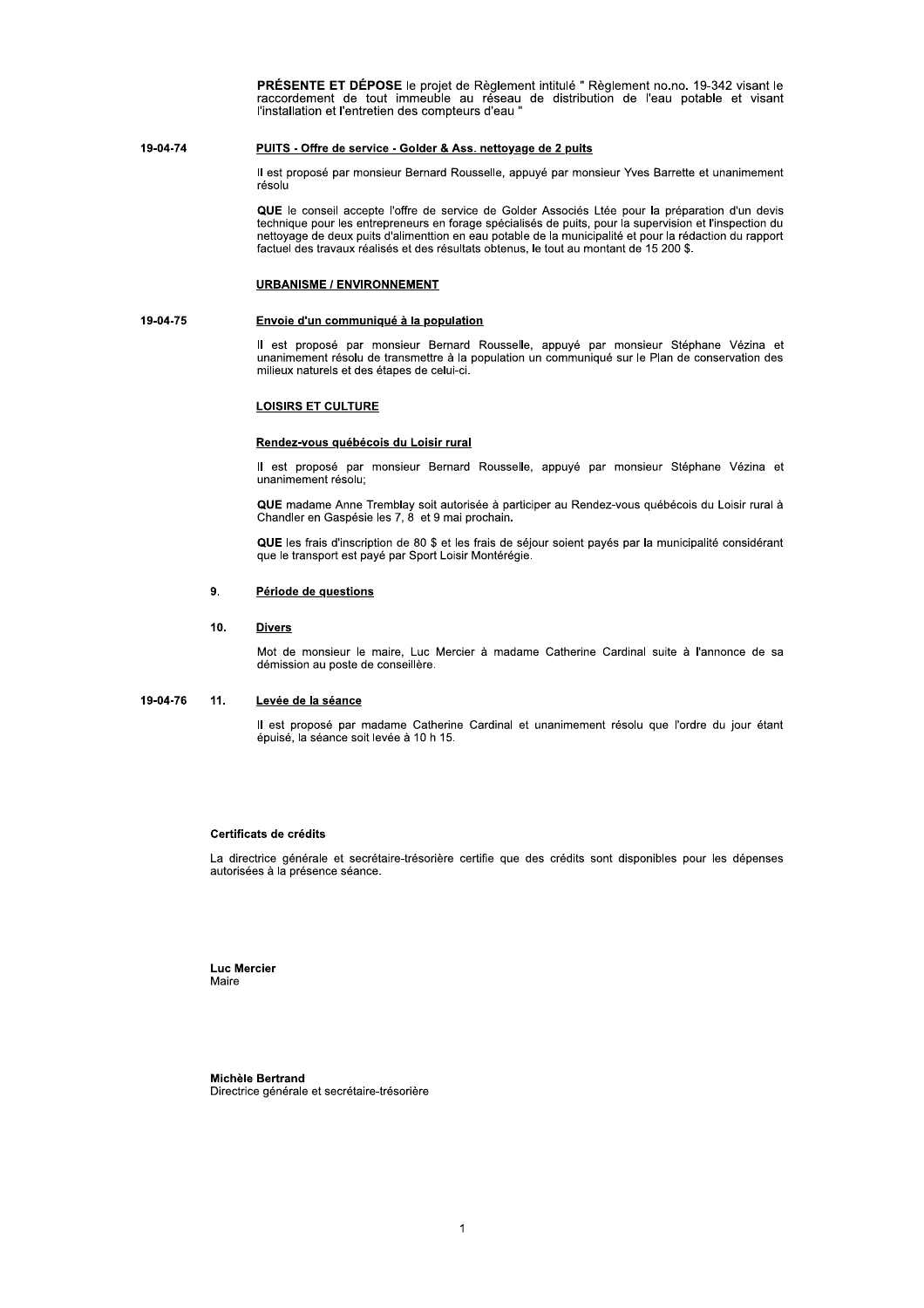**PRÉSENTE ET DÉPOSE** le projet de Règlement intitulé " Règlement no.no. 19-342 visant le raccordement de tout immeuble au réseau de distribution de l'eau potable et visant l'installation et l'entretien des compteurs d'eau "

19-04-74 **PUITS - Offre de service - Golder & Ass. nettoyage de 2 puits**

Il est proposé par monsieur Bernard Rousselle, appuyé par monsieur Yves Barrette et unanimement résolu

**QUE** le conseil accepte l'offre de service de Golder Associés Ltée pour la préparation d'un devis technique pour les entrepreneurs en forage spécialisés de puits, pour la supervision et l'inspection du nettoyage de deux puits d'alimenttion en eau potable de la municipalité et pour la rédaction du rapport factuel des travaux réalisés et des résultats obtenus, le tout au montant de 15 200 $.

**URBANISME / ENVIRONNEMENT**

19-04-75 **Envoie d'un communiqué à la population**

Il est proposé par monsieur Bernard Rousselle, appuyé par monsieur Stéphane Vézina et unanimement résolu de transmettre à la population un communiqué sur le Plan de conservation des milieux naturels et des étapes de celui-ci.

**LOISIRS ET CULTURE**

**Rendez-vous québécois du Loisir rural**

Il est proposé par monsieur Bernard Rousselle, appuyé par monsieur Stéphane Vézina et unanimement résolu;

**QUE** madame Anne Tremblay soit autorisée à participer au Rendez-vous québécois du Loisir rural à Chandler en Gaspésie les 7, 8 et 9 mai prochain.

**QUE** les frais d'inscription de 80 $ et les frais de séjour soient payés par la municipalité considérant que le transport est payé par Sport Loisir Montérégie.

9. **Période de questions**

10. **Divers**

Mot de monsieur le maire, Luc Mercier à madame Catherine Cardinal suite à l'annonce de sa démission au poste de conseillère.

19-04-76 11. **Levée de la séance**

Il est proposé par madame Catherine Cardinal et unanimement résolu que l'ordre du jour étant épuisé, la séance soit levée à 10 h 15.

**Certificats de crédits**

La directrice générale et secrétaire-trésorière certifie que des crédits sont disponibles pour les dépenses autorisées à la présence séance.

**Luc Mercier**
Maire

**Michèle Bertrand**
Directrice générale et secrétaire-trésorière